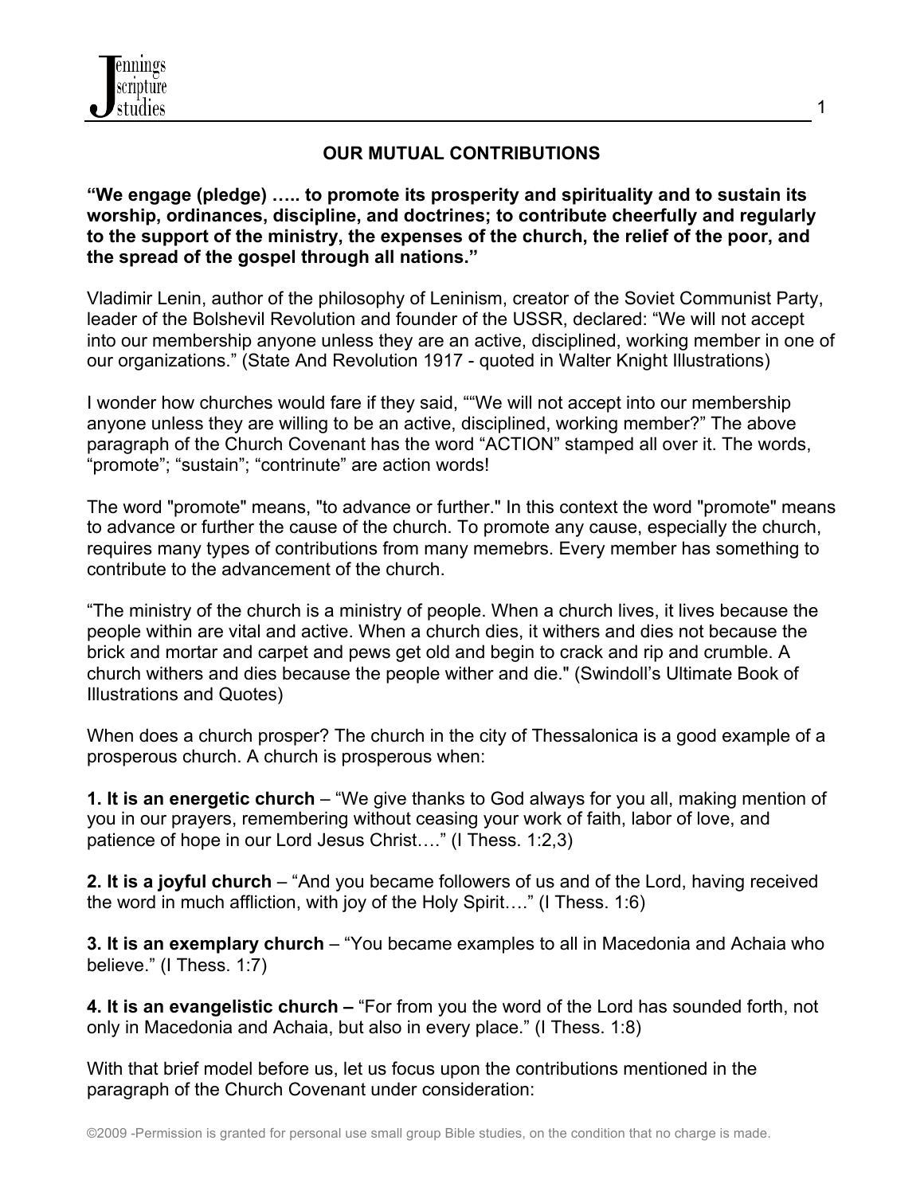# OUR MUTUAL CONTRIBUTIONS

**"We engage (pledge) ….. to promote its prosperity and spirituality and to sustain its worship, ordinances, discipline, and doctrines; to contribute cheerfully and regularly to the support of the ministry, the expenses of the church, the relief of the poor, and the spread of the gospel through all nations."**

Vladimir Lenin, author of the philosophy of Leninism, creator of the Soviet Communist Party, leader of the Bolshevil Revolution and founder of the USSR, declared: "We will not accept into our membership anyone unless they are an active, disciplined, working member in one of our organizations." (State And Revolution 1917 - quoted in Walter Knight Illustrations)

I wonder how churches would fare if they said, ""We will not accept into our membership anyone unless they are willing to be an active, disciplined, working member?" The above paragraph of the Church Covenant has the word "ACTION" stamped all over it. The words, "promote"; "sustain"; "contrinute" are action words!

The word "promote" means, "to advance or further." In this context the word "promote" means to advance or further the cause of the church. To promote any cause, especially the church, requires many types of contributions from many memebrs. Every member has something to contribute to the advancement of the church.

"The ministry of the church is a ministry of people. When a church lives, it lives because the people within are vital and active. When a church dies, it withers and dies not because the brick and mortar and carpet and pews get old and begin to crack and rip and crumble. A church withers and dies because the people wither and die." (Swindoll's Ultimate Book of Illustrations and Quotes)

When does a church prosper? The church in the city of Thessalonica is a good example of a prosperous church. A church is prosperous when:

**1. It is an energetic church** – "We give thanks to God always for you all, making mention of you in our prayers, remembering without ceasing your work of faith, labor of love, and patience of hope in our Lord Jesus Christ…." (I Thess. 1:2,3)

**2. It is a joyful church** – "And you became followers of us and of the Lord, having received the word in much affliction, with joy of the Holy Spirit…." (I Thess. 1:6)

**3. It is an exemplary church** – "You became examples to all in Macedonia and Achaia who believe." (I Thess. 1:7)

**4. It is an evangelistic church –** "For from you the word of the Lord has sounded forth, not only in Macedonia and Achaia, but also in every place." (I Thess. 1:8)

With that brief model before us, let us focus upon the contributions mentioned in the paragraph of the Church Covenant under consideration: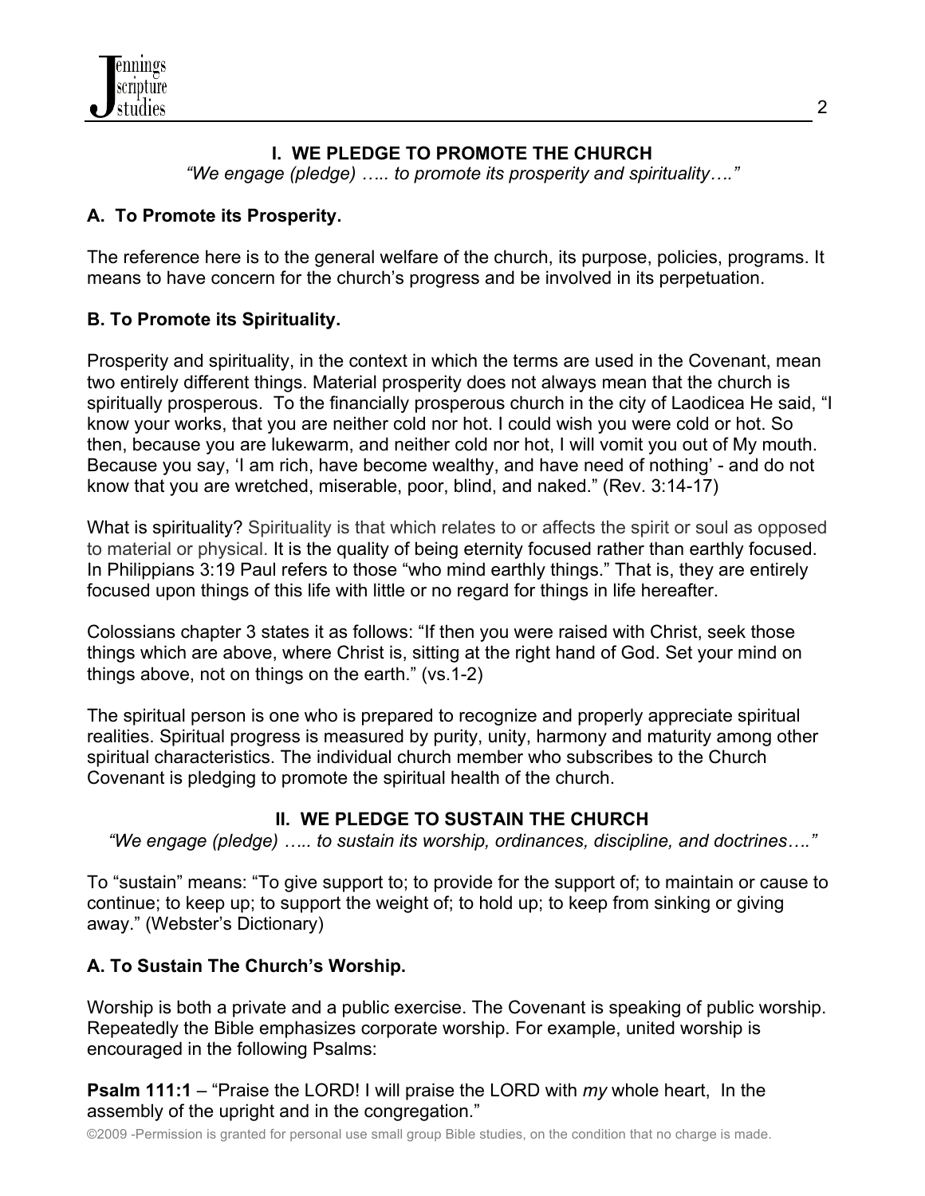## I. WE PLEDGE TO PROMOTE THE CHURCH

*"We engage (pledge) ….. to promote its prosperity and spirituality…."*

### A. To Promote its Prosperity.

The reference here is to the general welfare of the church, its purpose, policies, programs. It means to have concern for the church's progress and be involved in its perpetuation.

### B. To Promote its Spirituality.

Prosperity and spirituality, in the context in which the terms are used in the Covenant, mean two entirely different things. Material prosperity does not always mean that the church is spiritually prosperous. To the financially prosperous church in the city of Laodicea He said, "I know your works, that you are neither cold nor hot. I could wish you were cold or hot. So then, because you are lukewarm, and neither cold nor hot, I will vomit you out of My mouth. Because you say, 'I am rich, have become wealthy, and have need of nothing' - and do not know that you are wretched, miserable, poor, blind, and naked." (Rev. 3:14-17)

What is spirituality? Spirituality is that which relates to or affects the spirit or soul as opposed to material or physical. It is the quality of being eternity focused rather than earthly focused. In Philippians 3:19 Paul refers to those "who mind earthly things." That is, they are entirely focused upon things of this life with little or no regard for things in life hereafter.

Colossians chapter 3 states it as follows: "If then you were raised with Christ, seek those things which are above, where Christ is, sitting at the right hand of God. Set your mind on things above, not on things on the earth." (vs.1-2)

The spiritual person is one who is prepared to recognize and properly appreciate spiritual realities. Spiritual progress is measured by purity, unity, harmony and maturity among other spiritual characteristics. The individual church member who subscribes to the Church Covenant is pledging to promote the spiritual health of the church.

## II. WE PLEDGE TO SUSTAIN THE CHURCH

*"We engage (pledge) ….. to sustain its worship, ordinances, discipline, and doctrines…."*

To "sustain" means: "To give support to; to provide for the support of; to maintain or cause to continue; to keep up; to support the weight of; to hold up; to keep from sinking or giving away." (Webster's Dictionary)

### A. To Sustain The Church's Worship.

Worship is both a private and a public exercise. The Covenant is speaking of public worship. Repeatedly the Bible emphasizes corporate worship. For example, united worship is encouraged in the following Psalms:

**Psalm 111:1** – "Praise the LORD! I will praise the LORD with *my* whole heart, In the assembly of the upright and in the congregation."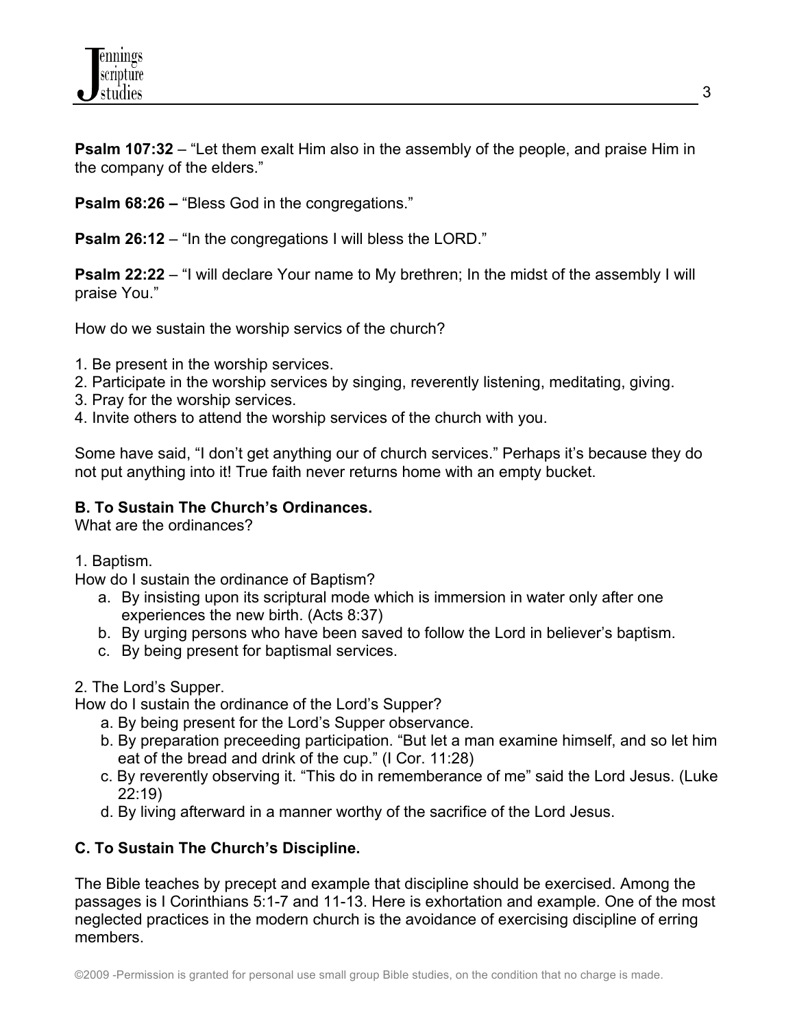**Psalm 107:32** – “Let them exalt Him also in the assembly of the people, and praise Him in the company of the elders.”

**Psalm 68:26 –** “Bless God in the congregations.”

**Psalm 26:12** – “In the congregations I will bless the LORD.”

**Psalm 22:22** – “I will declare Your name to My brethren; In the midst of the assembly I will praise You.”

How do we sustain the worship servics of the church?

1. Be present in the worship services.
2. Participate in the worship services by singing, reverently listening, meditating, giving.
3. Pray for the worship services.
4. Invite others to attend the worship services of the church with you.

Some have said, “I don’t get anything our of church services.” Perhaps it’s because they do not put anything into it! True faith never returns home with an empty bucket.

**B. To Sustain The Church’s Ordinances.**
What are the ordinances?

1. Baptism.
How do I sustain the ordinance of Baptism?
   a. By insisting upon its scriptural mode which is immersion in water only after one experiences the new birth. (Acts 8:37)
   b. By urging persons who have been saved to follow the Lord in believer’s baptism.
   c. By being present for baptismal services.

2. The Lord’s Supper.
How do I sustain the ordinance of the Lord’s Supper?
   a. By being present for the Lord’s Supper observance.
   b. By preparation preceeding participation. “But let a man examine himself, and so let him eat of the bread and drink of the cup.” (I Cor. 11:28)
   c. By reverently observing it. “This do in rememberance of me” said the Lord Jesus. (Luke 22:19)
   d. By living afterward in a manner worthy of the sacrifice of the Lord Jesus.

**C. To Sustain The Church’s Discipline.**

The Bible teaches by precept and example that discipline should be exercised. Among the passages is I Corinthians 5:1-7 and 11-13. Here is exhortation and example. One of the most neglected practices in the modern church is the avoidance of exercising discipline of erring members.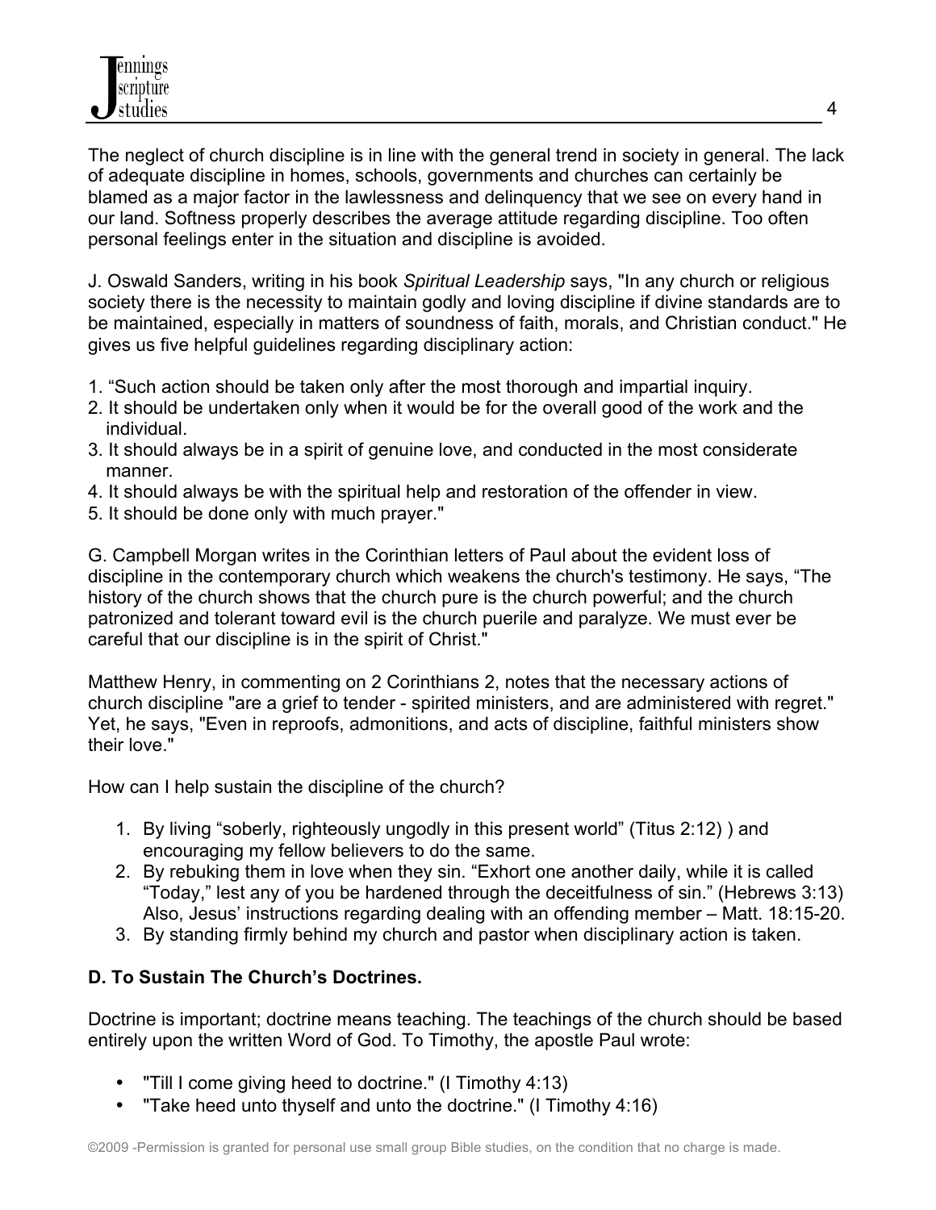The neglect of church discipline is in line with the general trend in society in general. The lack of adequate discipline in homes, schools, governments and churches can certainly be blamed as a major factor in the lawlessness and delinquency that we see on every hand in our land. Softness properly describes the average attitude regarding discipline. Too often personal feelings enter in the situation and discipline is avoided.

J. Oswald Sanders, writing in his book *Spiritual Leadership* says, "In any church or religious society there is the necessity to maintain godly and loving discipline if divine standards are to be maintained, especially in matters of soundness of faith, morals, and Christian conduct." He gives us five helpful guidelines regarding disciplinary action:

1. "Such action should be taken only after the most thorough and impartial inquiry.
2. It should be undertaken only when it would be for the overall good of the work and the individual.
3. It should always be in a spirit of genuine love, and conducted in the most considerate manner.
4. It should always be with the spiritual help and restoration of the offender in view.
5. It should be done only with much prayer."

G. Campbell Morgan writes in the Corinthian letters of Paul about the evident loss of discipline in the contemporary church which weakens the church's testimony. He says, "The history of the church shows that the church pure is the church powerful; and the church patronized and tolerant toward evil is the church puerile and paralyze. We must ever be careful that our discipline is in the spirit of Christ."

Matthew Henry, in commenting on 2 Corinthians 2, notes that the necessary actions of church discipline "are a grief to tender - spirited ministers, and are administered with regret." Yet, he says, "Even in reproofs, admonitions, and acts of discipline, faithful ministers show their love."

How can I help sustain the discipline of the church?

1. By living "soberly, righteously ungodly in this present world" (Titus 2:12) ) and encouraging my fellow believers to do the same.
2. By rebuking them in love when they sin. "Exhort one another daily, while it is called "Today," lest any of you be hardened through the deceitfulness of sin." (Hebrews 3:13) Also, Jesus' instructions regarding dealing with an offending member – Matt. 18:15-20.
3. By standing firmly behind my church and pastor when disciplinary action is taken.

**D. To Sustain The Church's Doctrines.**

Doctrine is important; doctrine means teaching. The teachings of the church should be based entirely upon the written Word of God. To Timothy, the apostle Paul wrote:

- "Till I come giving heed to doctrine." (I Timothy 4:13)
- "Take heed unto thyself and unto the doctrine." (I Timothy 4:16)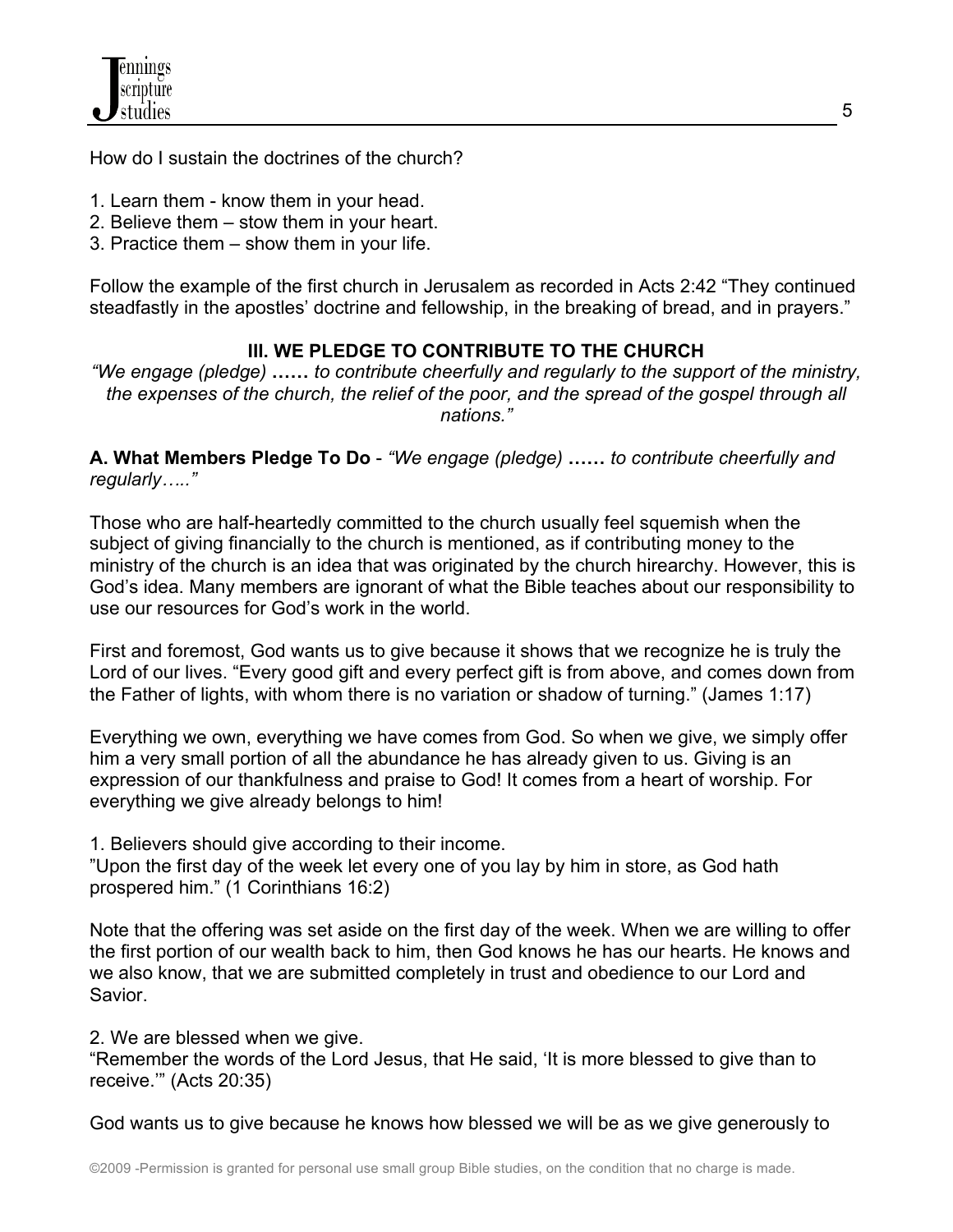How do I sustain the doctrines of the church?

1. Learn them - know them in your head.
2. Believe them – stow them in your heart.
3. Practice them – show them in your life.

Follow the example of the first church in Jerusalem as recorded in Acts 2:42 "They continued steadfastly in the apostles' doctrine and fellowship, in the breaking of bread, and in prayers."

### III. WE PLEDGE TO CONTRIBUTE TO THE CHURCH

*"We engage (pledge)* **……** *to contribute cheerfully and regularly to the support of the ministry, the expenses of the church, the relief of the poor, and the spread of the gospel through all nations."*

**A. What Members Pledge To Do** - *"We engage (pledge)* **……** *to contribute cheerfully and regularly….."*

Those who are half-heartedly committed to the church usually feel squemish when the subject of giving financially to the church is mentioned, as if contributing money to the ministry of the church is an idea that was originated by the church hirearchy. However, this is God's idea. Many members are ignorant of what the Bible teaches about our responsibility to use our resources for God's work in the world.

First and foremost, God wants us to give because it shows that we recognize he is truly the Lord of our lives. "Every good gift and every perfect gift is from above, and comes down from the Father of lights, with whom there is no variation or shadow of turning." (James 1:17)

Everything we own, everything we have comes from God. So when we give, we simply offer him a very small portion of all the abundance he has already given to us. Giving is an expression of our thankfulness and praise to God! It comes from a heart of worship. For everything we give already belongs to him!

1. Believers should give according to their income.
"Upon the first day of the week let every one of you lay by him in store, as God hath prospered him." (1 Corinthians 16:2)

Note that the offering was set aside on the first day of the week. When we are willing to offer the first portion of our wealth back to him, then God knows he has our hearts. He knows and we also know, that we are submitted completely in trust and obedience to our Lord and Savior.

2. We are blessed when we give.
"Remember the words of the Lord Jesus, that He said, 'It is more blessed to give than to receive.'" (Acts 20:35)

God wants us to give because he knows how blessed we will be as we give generously to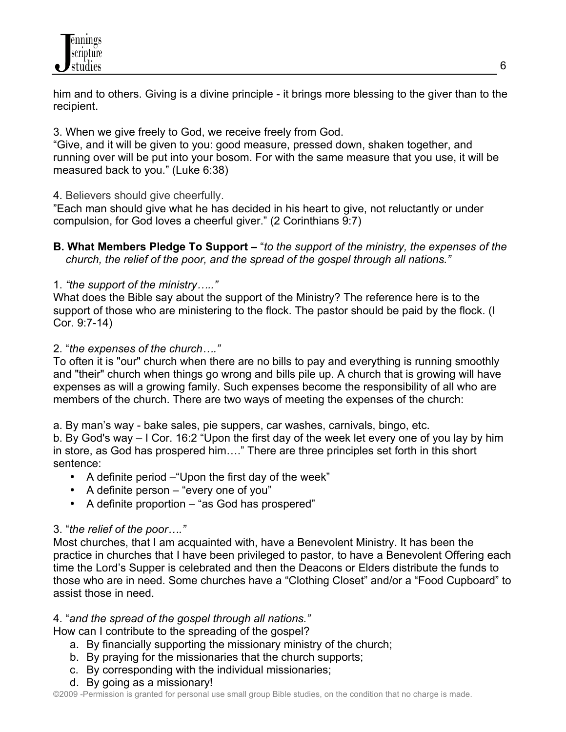him and to others. Giving is a divine principle - it brings more blessing to the giver than to the recipient.

3. When we give freely to God, we receive freely from God.
"Give, and it will be given to you: good measure, pressed down, shaken together, and running over will be put into your bosom. For with the same measure that you use, it will be measured back to you." (Luke 6:38)

4. Believers should give cheerfully.
"Each man should give what he has decided in his heart to give, not reluctantly or under compulsion, for God loves a cheerful giver." (2 Corinthians 9:7)

**B. What Members Pledge To Support –** "*to the support of the ministry, the expenses of the church, the relief of the poor, and the spread of the gospel through all nations.*"

1. *"the support of the ministry….."*
What does the Bible say about the support of the Ministry? The reference here is to the support of those who are ministering to the flock. The pastor should be paid by the flock. (I Cor. 9:7-14)

2. "*the expenses of the church…."*
To often it is "our" church when there are no bills to pay and everything is running smoothly and "their" church when things go wrong and bills pile up. A church that is growing will have expenses as will a growing family. Such expenses become the responsibility of all who are members of the church. There are two ways of meeting the expenses of the church:

a. By man's way - bake sales, pie suppers, car washes, carnivals, bingo, etc.
b. By God's way – I Cor. 16:2 "Upon the first day of the week let every one of you lay by him in store, as God has prospered him…." There are three principles set forth in this short sentence:

- A definite period –"Upon the first day of the week"
- A definite person – "every one of you"
- A definite proportion – "as God has prospered"

3. "*the relief of the poor…."*
Most churches, that I am acquainted with, have a Benevolent Ministry. It has been the practice in churches that I have been privileged to pastor, to have a Benevolent Offering each time the Lord's Supper is celebrated and then the Deacons or Elders distribute the funds to those who are in need. Some churches have a "Clothing Closet" and/or a "Food Cupboard" to assist those in need.

4. "*and the spread of the gospel through all nations."*
How can I contribute to the spreading of the gospel?

a. By financially supporting the missionary ministry of the church;
b. By praying for the missionaries that the church supports;
c. By corresponding with the individual missionaries;
d. By going as a missionary!

©2009 -Permission is granted for personal use small group Bible studies, on the condition that no charge is made.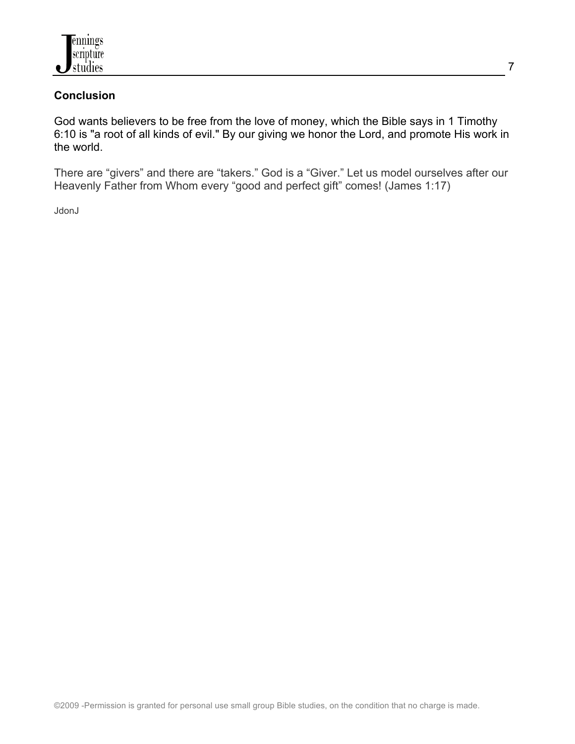## Conclusion

God wants believers to be free from the love of money, which the Bible says in 1 Timothy 6:10 is "a root of all kinds of evil." By our giving we honor the Lord, and promote His work in the world.

There are “givers” and there are “takers.” God is a “Giver.” Let us model ourselves after our Heavenly Father from Whom every “good and perfect gift” comes! (James 1:17)

JdonJ

©2009 -Permission is granted for personal use small group Bible studies, on the condition that no charge is made.